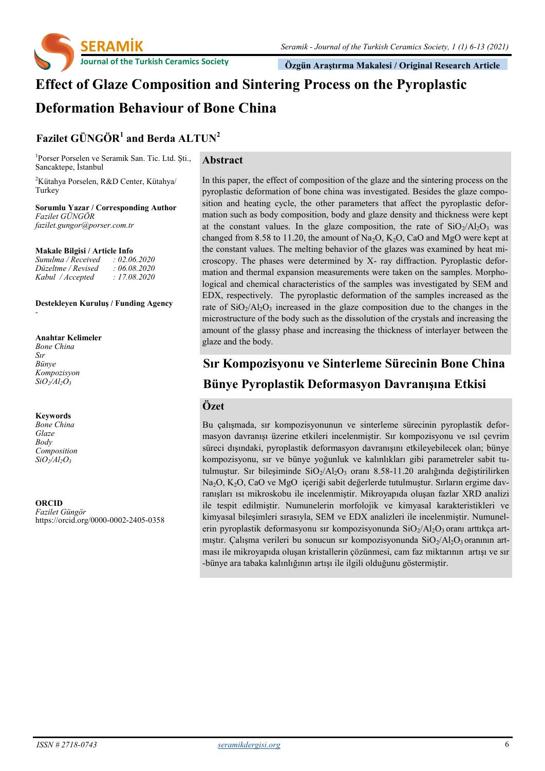Özgün Araştırma Makalesi / Original Research Article

# Effect of Glaze Composition and Sintering Process on the Pyroplastic Deformation Behaviour of Bone China

## Fazilet GÜNGÖR[1] and Berda ALTUN[2]

[1]Porser Porselen ve Seramik San. Tic. Ltd. Şti., Sancaktepe, İstanbul

[2]Kütahya Porselen, R&D Center, Kütahya/ Turkey

**Sorumlu Yazar / Corresponding Author**
*Fazilet GÜNGÖR*
*fazilet.gungor@porser.com.tr*

**Makale Bilgisi / Article Info**
*Sunulma / Received* : 02.06.2020
*Düzeltme / Revised* : 06.08.2020
*Kabul / Accepted* : 17.08.2020

**Destekleyen Kuruluş / Funding Agency**
-

**Anahtar Kelimeler**
*Bone China*
*Sır*
*Bünye*
*Kompozisyon*
*$SiO_2/Al_2O_3$*

**Keywords**
*Bone China*
*Glaze*
*Body*
*Composition*
*$SiO_2/Al_2O_3$*

**ORCID**
*Fazilet Güngör*
https://orcid.org/0000-0002-2405-0358

## Abstract

In this paper, the effect of composition of the glaze and the sintering process on the pyroplastic deformation of bone china was investigated. Besides the glaze composition and heating cycle, the other parameters that affect the pyroplastic deformation such as body composition, body and glaze density and thickness were kept at the constant values. In the glaze composition, the rate of $SiO_2/Al_2O_3$ was changed from 8.58 to 11.20, the amount of $Na_2O$, $K_2O$, CaO and MgO were kept at the constant values. The melting behavior of the glazes was examined by heat microscopy. The phases were determined by X- ray diffraction. Pyroplastic deformation and thermal expansion measurements were taken on the samples. Morphological and chemical characteristics of the samples was investigated by SEM and EDX, respectively. The pyroplastic deformation of the samples increased as the rate of $SiO_2/Al_2O_3$ increased in the glaze composition due to the changes in the microstructure of the body such as the dissolution of the crystals and increasing the amount of the glassy phase and increasing the thickness of interlayer between the glaze and the body.

# Sır Kompozisyonu ve Sinterleme Sürecinin Bone China Bünye Pyroplastik Deformasyon Davranışına Etkisi

## Özet

Bu çalışmada, sır kompozisyonunun ve sinterleme sürecinin pyroplastik deformasyon davranışı üzerine etkileri incelenmiştir. Sır kompozisyonu ve ısıl çevrim süreci dışındaki, pyroplastik deformasyon davranışını etkileyebilecek olan; bünye kompozisyonu, sır ve bünye yoğunluk ve kalınlıkları gibi parametreler sabit tutulmuştur. Sır bileşiminde $SiO_2/Al_2O_3$ oranı 8.58-11.20 aralığında değiştirilirken $Na_2O$, $K_2O$, CaO ve MgO içeriği sabit değerlerde tutulmuştur. Sırların ergime davranışları ısı mikroskobu ile incelenmiştir. Mikroyapıda oluşan fazlar XRD analizi ile tespit edilmiştir. Numunelerin morfolojik ve kimyasal karakteristikleri ve kimyasal bileşimleri sırasıyla, SEM ve EDX analizleri ile incelenmiştir. Numunelerin pyroplastik deformasyonu sır kompozisyonunda $SiO_2/Al_2O_3$ oranı arttıkça artmıştır. Çalışma verileri bu sonucun sır kompozisyonunda $SiO_2/Al_2O_3$ oranının artması ile mikroyapıda oluşan kristallerin çözünmesi, cam faz miktarının artışı ve sır-bünye ara tabaka kalınlığının artışı ile ilgili olduğunu göstermiştir.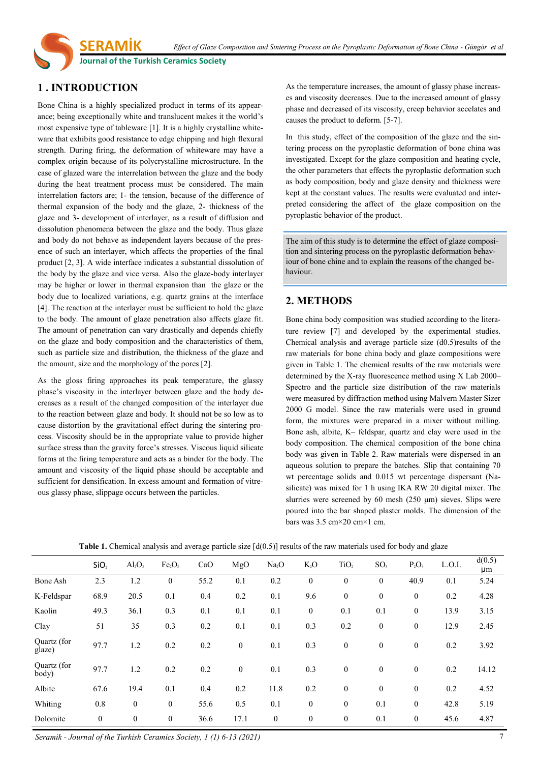## 1 . INTRODUCTION

Bone China is a highly specialized product in terms of its appearance; being exceptionally white and translucent makes it the world's most expensive type of tableware [1]. It is a highly crystalline whiteware that exhibits good resistance to edge chipping and high flexural strength. During firing, the deformation of whiteware may have a complex origin because of its polycrystalline microstructure. In the case of glazed ware the interrelation between the glaze and the body during the heat treatment process must be considered. The main interrelation factors are; 1- the tension, because of the difference of thermal expansion of the body and the glaze, 2- thickness of the glaze and 3- development of interlayer, as a result of diffusion and dissolution phenomena between the glaze and the body. Thus glaze and body do not behave as independent layers because of the presence of such an interlayer, which affects the properties of the final product [2, 3]. A wide interface indicates a substantial dissolution of the body by the glaze and vice versa. Also the glaze-body interlayer may be higher or lower in thermal expansion than the glaze or the body due to localized variations, e.g. quartz grains at the interface [4]. The reaction at the interlayer must be sufficient to hold the glaze to the body. The amount of glaze penetration also affects glaze fit. The amount of penetration can vary drastically and depends chiefly on the glaze and body composition and the characteristics of them, such as particle size and distribution, the thickness of the glaze and the amount, size and the morphology of the pores [2].

As the gloss firing approaches its peak temperature, the glassy phase's viscosity in the interlayer between glaze and the body decreases as a result of the changed composition of the interlayer due to the reaction between glaze and body. It should not be so low as to cause distortion by the gravitational effect during the sintering process. Viscosity should be in the appropriate value to provide higher surface stress than the gravity force's stresses. Viscous liquid silicate forms at the firing temperature and acts as a binder for the body. The amount and viscosity of the liquid phase should be acceptable and sufficient for densification. In excess amount and formation of vitreous glassy phase, slippage occurs between the particles.

As the temperature increases, the amount of glassy phase increases and viscosity decreases. Due to the increased amount of glassy phase and decreased of its viscosity, creep behavior accelates and causes the product to deform. [5-7].

In this study, effect of the composition of the glaze and the sintering process on the pyroplastic deformation of bone china was investigated. Except for the glaze composition and heating cycle, the other parameters that effects the pyroplastic deformation such as body composition, body and glaze density and thickness were kept at the constant values. The results were evaluated and interpreted considering the affect of the glaze composition on the pyroplastic behavior of the product.

The aim of this study is to determine the effect of glaze composition and sintering process on the pyroplastic deformation behaviour of bone chine and to explain the reasons of the changed behaviour.

## 2. METHODS

Bone china body composition was studied according to the literature review [7] and developed by the experimental studies. Chemical analysis and average particle size (d0.5)results of the raw materials for bone china body and glaze compositions were given in Table 1. The chemical results of the raw materials were determined by the X-ray fluorescence method using X Lab 2000– Spectro and the particle size distribution of the raw materials were measured by diffraction method using Malvern Master Sizer 2000 G model. Since the raw materials were used in ground form, the mixtures were prepared in a mixer without milling. Bone ash, albite, K– feldspar, quartz and clay were used in the body composition. The chemical composition of the bone china body was given in Table 2. Raw materials were dispersed in an aqueous solution to prepare the batches. Slip that containing 70 wt percentage solids and 0.015 wt percentage dispersant (Na-silicate) was mixed for 1 h using IKA RW 20 digital mixer. The slurries were screened by 60 mesh (250 µm) sieves. Slips were poured into the bar shaped plaster molds. The dimension of the bars was 3.5 cm×20 cm×1 cm.

**Table 1.** Chemical analysis and average particle size [d(0.5)] results of the raw materials used for body and glaze

| | $SiO_2$ | $Al_2O_3$ | $Fe_2O_3$ | CaO | MgO | $Na_2O$ | $K_2O$ | $TiO_2$ | $SO_3$ | $P_2O_5$ | L.O.I. | d(0.5) µm |
|---|---|---|---|---|---|---|---|---|---|---|---|---|
| Bone Ash | 2.3 | 1.2 | 0 | 55.2 | 0.1 | 0.2 | 0 | 0 | 0 | 40.9 | 0.1 | 5.24 |
| K-Feldspar | 68.9 | 20.5 | 0.1 | 0.4 | 0.2 | 0.1 | 9.6 | 0 | 0 | 0 | 0.2 | 4.28 |
| Kaolin | 49.3 | 36.1 | 0.3 | 0.1 | 0.1 | 0.1 | 0 | 0.1 | 0.1 | 0 | 13.9 | 3.15 |
| Clay | 51 | 35 | 0.3 | 0.2 | 0.1 | 0.1 | 0.3 | 0.2 | 0 | 0 | 12.9 | 2.45 |
| Quartz (for glaze) | 97.7 | 1.2 | 0.2 | 0.2 | 0 | 0.1 | 0.3 | 0 | 0 | 0 | 0.2 | 3.92 |
| Quartz (for body) | 97.7 | 1.2 | 0.2 | 0.2 | 0 | 0.1 | 0.3 | 0 | 0 | 0 | 0.2 | 14.12 |
| Albite | 67.6 | 19.4 | 0.1 | 0.4 | 0.2 | 11.8 | 0.2 | 0 | 0 | 0 | 0.2 | 4.52 |
| Whiting | 0.8 | 0 | 0 | 55.6 | 0.5 | 0.1 | 0 | 0 | 0.1 | 0 | 42.8 | 5.19 |
| Dolomite | 0 | 0 | 0 | 36.6 | 17.1 | 0 | 0 | 0 | 0.1 | 0 | 45.6 | 4.87 |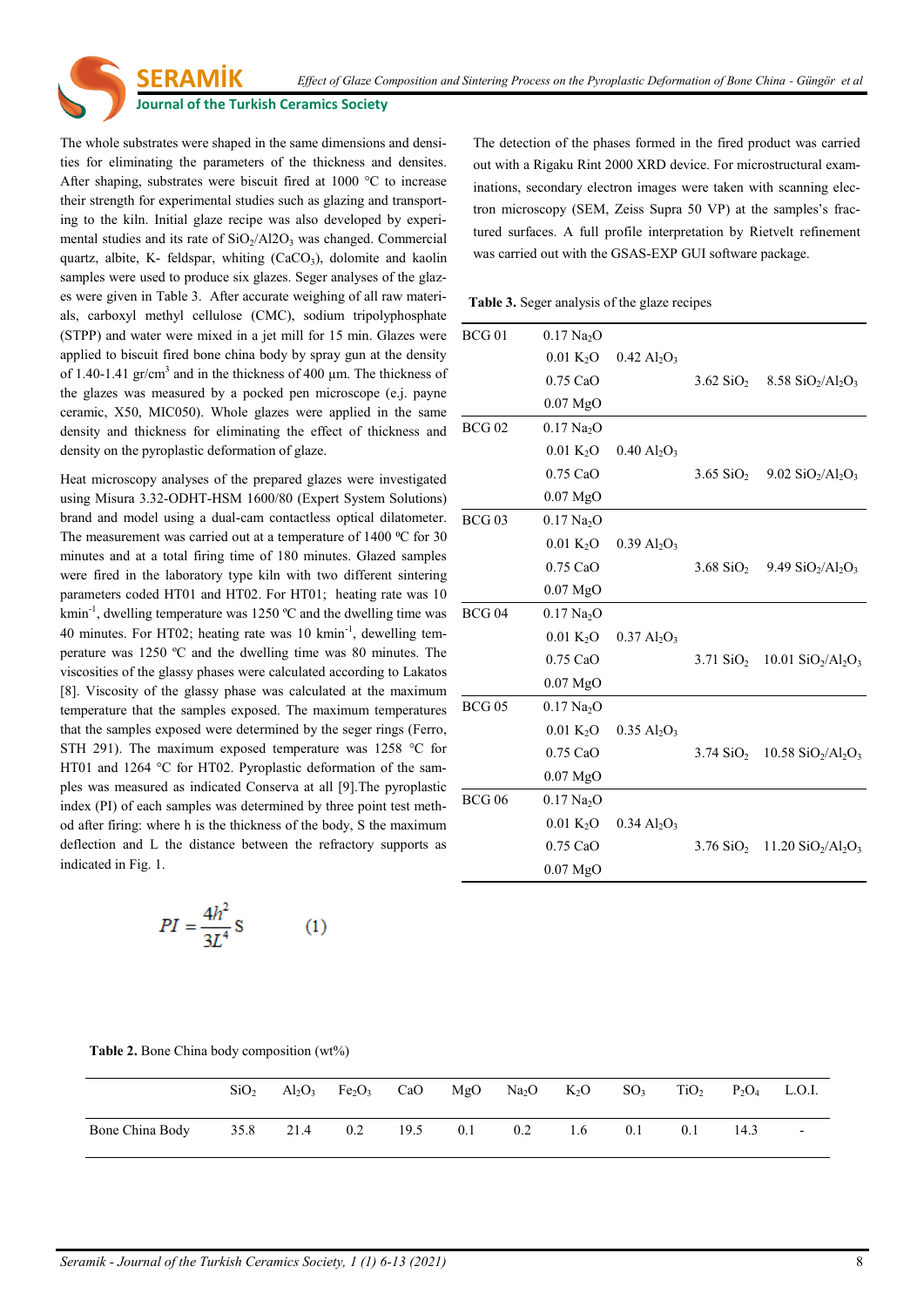The whole substrates were shaped in the same dimensions and densities for eliminating the parameters of the thickness and densites. After shaping, substrates were biscuit fired at 1000 °C to increase their strength for experimental studies such as glazing and transporting to the kiln. Initial glaze recipe was also developed by experimental studies and its rate of $SiO_2/Al2O_3$ was changed. Commercial quartz, albite, K- feldspar, whiting ($CaCO_3$), dolomite and kaolin samples were used to produce six glazes. Seger analyses of the glazes were given in Table 3. After accurate weighing of all raw materials, carboxyl methyl cellulose (CMC), sodium tripolyphosphate (STPP) and water were mixed in a jet mill for 15 min. Glazes were applied to biscuit fired bone china body by spray gun at the density of 1.40-1.41 gr/cm$^3$ and in the thickness of 400 µm. The thickness of the glazes was measured by a pocked pen microscope (e.j. payne ceramic, X50, MIC050). Whole glazes were applied in the same density and thickness for eliminating the effect of thickness and density on the pyroplastic deformation of glaze.

Heat microscopy analyses of the prepared glazes were investigated using Misura 3.32-ODHT-HSM 1600/80 (Expert System Solutions) brand and model using a dual-cam contactless optical dilatometer. The measurement was carried out at a temperature of 1400 ºC for 30 minutes and at a total firing time of 180 minutes. Glazed samples were fired in the laboratory type kiln with two different sintering parameters coded HT01 and HT02. For HT01; heating rate was 10 kmin$^{-1}$, dwelling temperature was 1250 ºC and the dwelling time was 40 minutes. For HT02; heating rate was 10 kmin$^{-1}$, dewelling temperature was 1250 ºC and the dwelling time was 80 minutes. The viscosities of the glassy phases were calculated according to Lakatos [8]. Viscosity of the glassy phase was calculated at the maximum temperature that the samples exposed. The maximum temperatures that the samples exposed were determined by the seger rings (Ferro, STH 291). The maximum exposed temperature was 1258 °C for HT01 and 1264 °C for HT02. Pyroplastic deformation of the samples was measured as indicated Conserva at all [9].The pyroplastic index (PI) of each samples was determined by three point test method after firing: where h is the thickness of the body, S the maximum deflection and L the distance between the refractory supports as indicated in Fig. 1.

$$PI = \frac{4h^2}{3L^4} S \qquad (1)$$

The detection of the phases formed in the fired product was carried out with a Rigaku Rint 2000 XRD device. For microstructural examinations, secondary electron images were taken with scanning electron microscopy (SEM, Zeiss Supra 50 VP) at the samples's fractured surfaces. A full profile interpretation by Rietvelt refinement was carried out with the GSAS-EXP GUI software package.

**Table 3.** Seger analysis of the glaze recipes

| | | | | |
|---|---|---|---|---|
| BCG 01 | 0.17 $Na_2O$ | | | |
| | 0.01 $K_2O$ | 0.42 $Al_2O_3$ | | |
| | 0.75 CaO | | 3.62 $SiO_2$ | 8.58 $SiO_2/Al_2O_3$ |
| | 0.07 MgO | | | |
| BCG 02 | 0.17 $Na_2O$ | | | |
| | 0.01 $K_2O$ | 0.40 $Al_2O_3$ | | |
| | 0.75 CaO | | 3.65 $SiO_2$ | 9.02 $SiO_2/Al_2O_3$ |
| | 0.07 MgO | | | |
| BCG 03 | 0.17 $Na_2O$ | | | |
| | 0.01 $K_2O$ | 0.39 $Al_2O_3$ | | |
| | 0.75 CaO | | 3.68 $SiO_2$ | 9.49 $SiO_2/Al_2O_3$ |
| | 0.07 MgO | | | |
| BCG 04 | 0.17 $Na_2O$ | | | |
| | 0.01 $K_2O$ | 0.37 $Al_2O_3$ | | |
| | 0.75 CaO | | 3.71 $SiO_2$ | 10.01 $SiO_2/Al_2O_3$ |
| | 0.07 MgO | | | |
| BCG 05 | 0.17 $Na_2O$ | | | |
| | 0.01 $K_2O$ | 0.35 $Al_2O_3$ | | |
| | 0.75 CaO | | 3.74 $SiO_2$ | 10.58 $SiO_2/Al_2O_3$ |
| | 0.07 MgO | | | |
| BCG 06 | 0.17 $Na_2O$ | | | |
| | 0.01 $K_2O$ | 0.34 $Al_2O_3$ | | |
| | 0.75 CaO | | 3.76 $SiO_2$ | 11.20 $SiO_2/Al_2O_3$ |
| | 0.07 MgO | | | |

**Table 2.** Bone China body composition (wt%)

| | $SiO_2$ | $Al_2O_3$ | $Fe_2O_3$ | CaO | MgO | $Na_2O$ | $K_2O$ | $SO_3$ | $TiO_2$ | $P_2O_4$ | L.O.I. |
|---|---|---|---|---|---|---|---|---|---|---|---|
| Bone China Body | 35.8 | 21.4 | 0.2 | 19.5 | 0.1 | 0.2 | 1.6 | 0.1 | 0.1 | 14.3 | - |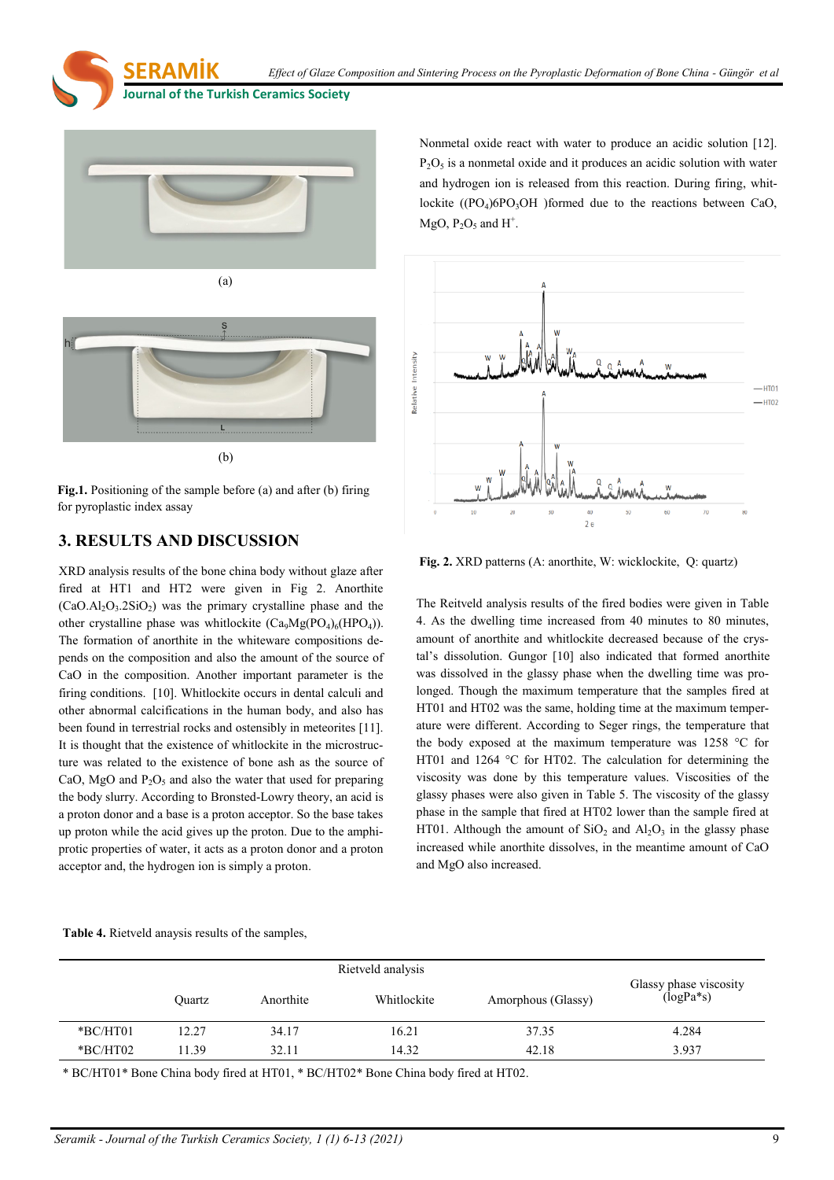(a)

(b)

**Fig.1.** Positioning of the sample before (a) and after (b) firing for pyroplastic index assay

## 3. RESULTS AND DISCUSSION

XRD analysis results of the bone china body without glaze after fired at HT1 and HT2 were given in Fig 2. Anorthite ($CaO.Al_2O_3.2SiO_2$) was the primary crystalline phase and the other crystalline phase was whitlockite ($Ca_9Mg(PO_4)_6(HPO_4)$). The formation of anorthite in the whiteware compositions depends on the composition and also the amount of the source of CaO in the composition. Another important parameter is the firing conditions. [10]. Whitlockite occurs in dental calculi and other abnormal calcifications in the human body, and also has been found in terrestrial rocks and ostensibly in meteorites [11]. It is thought that the existence of whitlockite in the microstructure was related to the existence of bone ash as the source of CaO, MgO and $P_2O_5$ and also the water that used for preparing the body slurry. According to Bronsted-Lowry theory, an acid is a proton donor and a base is a proton acceptor. So the base takes up proton while the acid gives up the proton. Due to the amphiprotic properties of water, it acts as a proton donor and a proton acceptor and, the hydrogen ion is simply a proton.

Nonmetal oxide react with water to produce an acidic solution [12]. $P_2O_5$ is a nonmetal oxide and it produces an acidic solution with water and hydrogen ion is released from this reaction. During firing, whitlockite ($(PO_4)6PO_3OH$ )formed due to the reactions between CaO, MgO, $P_2O_5$ and $H^+$.

**Fig. 2.** XRD patterns (A: anorthite, W: wicklockite, Q: quartz)

The Reitveld analysis results of the fired bodies were given in Table 4. As the dwelling time increased from 40 minutes to 80 minutes, amount of anorthite and whitlockite decreased because of the crystal's dissolution. Gungor [10] also indicated that formed anorthite was dissolved in the glassy phase when the dwelling time was prolonged. Though the maximum temperature that the samples fired at HT01 and HT02 was the same, holding time at the maximum temperature were different. According to Seger rings, the temperature that the body exposed at the maximum temperature was 1258 °C for HT01 and 1264 °C for HT02. The calculation for determining the viscosity was done by this temperature values. Viscosities of the glassy phases were also given in Table 5. The viscosity of the glassy phase in the sample that fired at HT02 lower than the sample fired at HT01. Although the amount of $SiO_2$ and $Al_2O_3$ in the glassy phase increased while anorthite dissolves, in the meantime amount of CaO and MgO also increased.

**Table 4.** Rietveld anaysis results of the samples,

| | Rietveld analysis | | | | |
|---|---|---|---|---|---|
| | Quartz | Anorthite | Whitlockite | Amorphous (Glassy) | Glassy phase viscosity (logPa*s) |
| *BC/HT01 | 12.27 | 34.17 | 16.21 | 37.35 | 4.284 |
| *BC/HT02 | 11.39 | 32.11 | 14.32 | 42.18 | 3.937 |

* BC/HT01* Bone China body fired at HT01, * BC/HT02* Bone China body fired at HT02.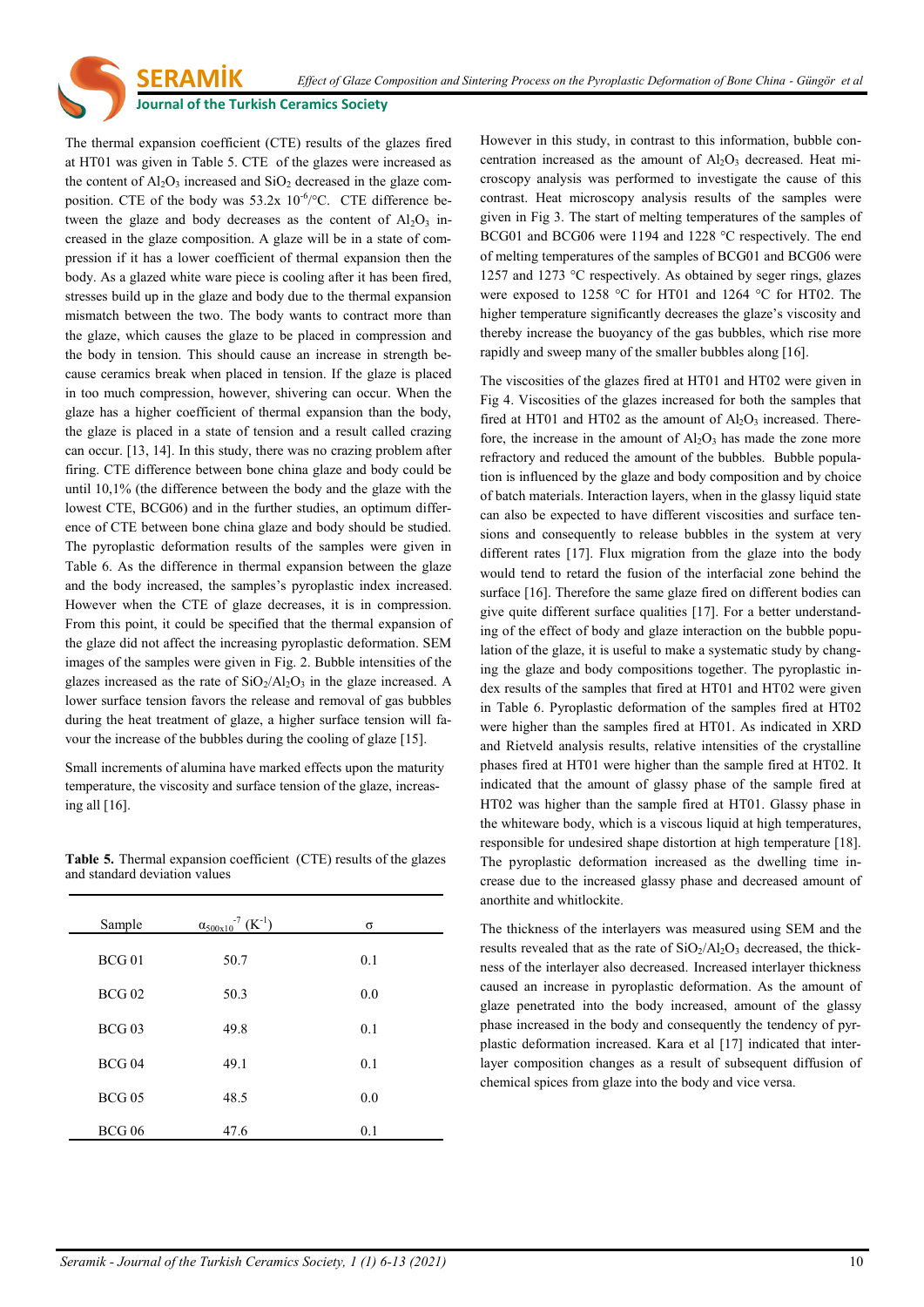The thermal expansion coefficient (CTE) results of the glazes fired at HT01 was given in Table 5. CTE of the glazes were increased as the content of $Al_2O_3$ increased and $SiO_2$ decreased in the glaze composition. CTE of the body was 53.2x $10^{-6}$/°C. CTE difference between the glaze and body decreases as the content of $Al_2O_3$ increased in the glaze composition. A glaze will be in a state of compression if it has a lower coefficient of thermal expansion then the body. As a glazed white ware piece is cooling after it has been fired, stresses build up in the glaze and body due to the thermal expansion mismatch between the two. The body wants to contract more than the glaze, which causes the glaze to be placed in compression and the body in tension. This should cause an increase in strength because ceramics break when placed in tension. If the glaze is placed in too much compression, however, shivering can occur. When the glaze has a higher coefficient of thermal expansion than the body, the glaze is placed in a state of tension and a result called crazing can occur. [13, 14]. In this study, there was no crazing problem after firing. CTE difference between bone china glaze and body could be until 10,1% (the difference between the body and the glaze with the lowest CTE, BCG06) and in the further studies, an optimum difference of CTE between bone china glaze and body should be studied. The pyroplastic deformation results of the samples were given in Table 6. As the difference in thermal expansion between the glaze and the body increased, the samples's pyroplastic index increased. However when the CTE of glaze decreases, it is in compression. From this point, it could be specified that the thermal expansion of the glaze did not affect the increasing pyroplastic deformation. SEM images of the samples were given in Fig. 2. Bubble intensities of the glazes increased as the rate of $SiO_2/Al_2O_3$ in the glaze increased. A lower surface tension favors the release and removal of gas bubbles during the heat treatment of glaze, a higher surface tension will favour the increase of the bubbles during the cooling of glaze [15].

Small increments of alumina have marked effects upon the maturity temperature, the viscosity and surface tension of the glaze, increasing all [16].

**Table 5.** Thermal expansion coefficient (CTE) results of the glazes and standard deviation values

| Sample | $\alpha_{500x10}{}^{-7}$ ($K^{-1}$) | σ |
|---|---|---|
| BCG 01 | 50.7 | 0.1 |
| BCG 02 | 50.3 | 0.0 |
| BCG 03 | 49.8 | 0.1 |
| BCG 04 | 49.1 | 0.1 |
| BCG 05 | 48.5 | 0.0 |
| BCG 06 | 47.6 | 0.1 |

However in this study, in contrast to this information, bubble concentration increased as the amount of $Al_2O_3$ decreased. Heat microscopy analysis was performed to investigate the cause of this contrast. Heat microscopy analysis results of the samples were given in Fig 3. The start of melting temperatures of the samples of BCG01 and BCG06 were 1194 and 1228 °C respectively. The end of melting temperatures of the samples of BCG01 and BCG06 were 1257 and 1273 °C respectively. As obtained by seger rings, glazes were exposed to 1258 °C for HT01 and 1264 °C for HT02. The higher temperature significantly decreases the glaze's viscosity and thereby increase the buoyancy of the gas bubbles, which rise more rapidly and sweep many of the smaller bubbles along [16].

The viscosities of the glazes fired at HT01 and HT02 were given in Fig 4. Viscosities of the glazes increased for both the samples that fired at HT01 and HT02 as the amount of $Al_2O_3$ increased. Therefore, the increase in the amount of $Al_2O_3$ has made the zone more refractory and reduced the amount of the bubbles. Bubble population is influenced by the glaze and body composition and by choice of batch materials. Interaction layers, when in the glassy liquid state can also be expected to have different viscosities and surface tensions and consequently to release bubbles in the system at very different rates [17]. Flux migration from the glaze into the body would tend to retard the fusion of the interfacial zone behind the surface [16]. Therefore the same glaze fired on different bodies can give quite different surface qualities [17]. For a better understanding of the effect of body and glaze interaction on the bubble population of the glaze, it is useful to make a systematic study by changing the glaze and body compositions together. The pyroplastic index results of the samples that fired at HT01 and HT02 were given in Table 6. Pyroplastic deformation of the samples fired at HT02 were higher than the samples fired at HT01. As indicated in XRD and Rietveld analysis results, relative intensities of the crystalline phases fired at HT01 were higher than the sample fired at HT02. It indicated that the amount of glassy phase of the sample fired at HT02 was higher than the sample fired at HT01. Glassy phase in the whiteware body, which is a viscous liquid at high temperatures, responsible for undesired shape distortion at high temperature [18]. The pyroplastic deformation increased as the dwelling time increase due to the increased glassy phase and decreased amount of anorthite and whitlockite.

The thickness of the interlayers was measured using SEM and the results revealed that as the rate of $SiO_2/Al_2O_3$ decreased, the thickness of the interlayer also decreased. Increased interlayer thickness caused an increase in pyroplastic deformation. As the amount of glaze penetrated into the body increased, amount of the glassy phase increased in the body and consequently the tendency of pyrplastic deformation increased. Kara et al [17] indicated that interlayer composition changes as a result of subsequent diffusion of chemical spices from glaze into the body and vice versa.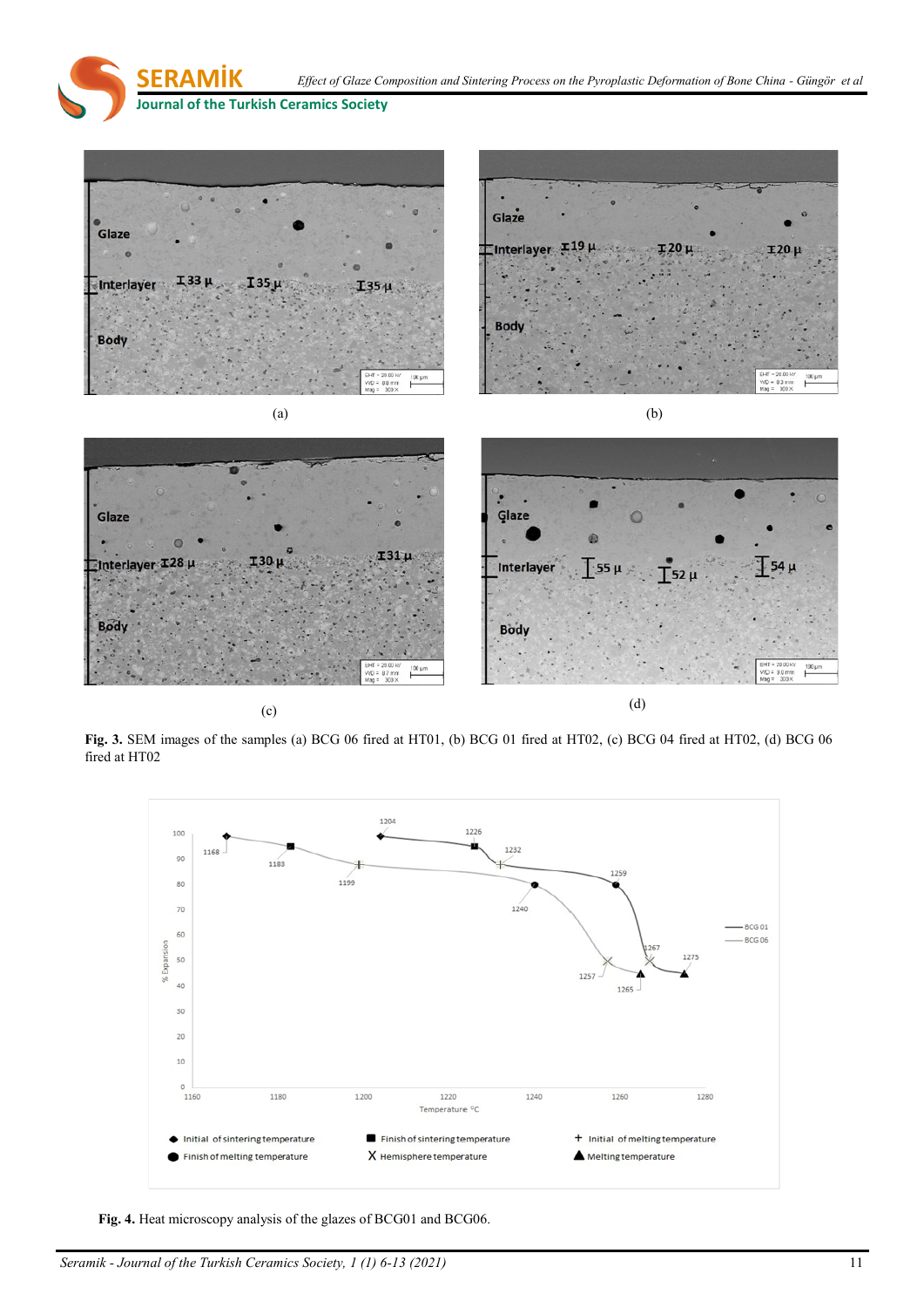(a)

(b)

(c)

(d)

**Fig. 3.** SEM images of the samples (a) BCG 06 fired at HT01, (b) BCG 01 fired at HT02, (c) BCG 04 fired at HT02, (d) BCG 06 fired at HT02

**Fig. 4.** Heat microscopy analysis of the glazes of BCG01 and BCG06.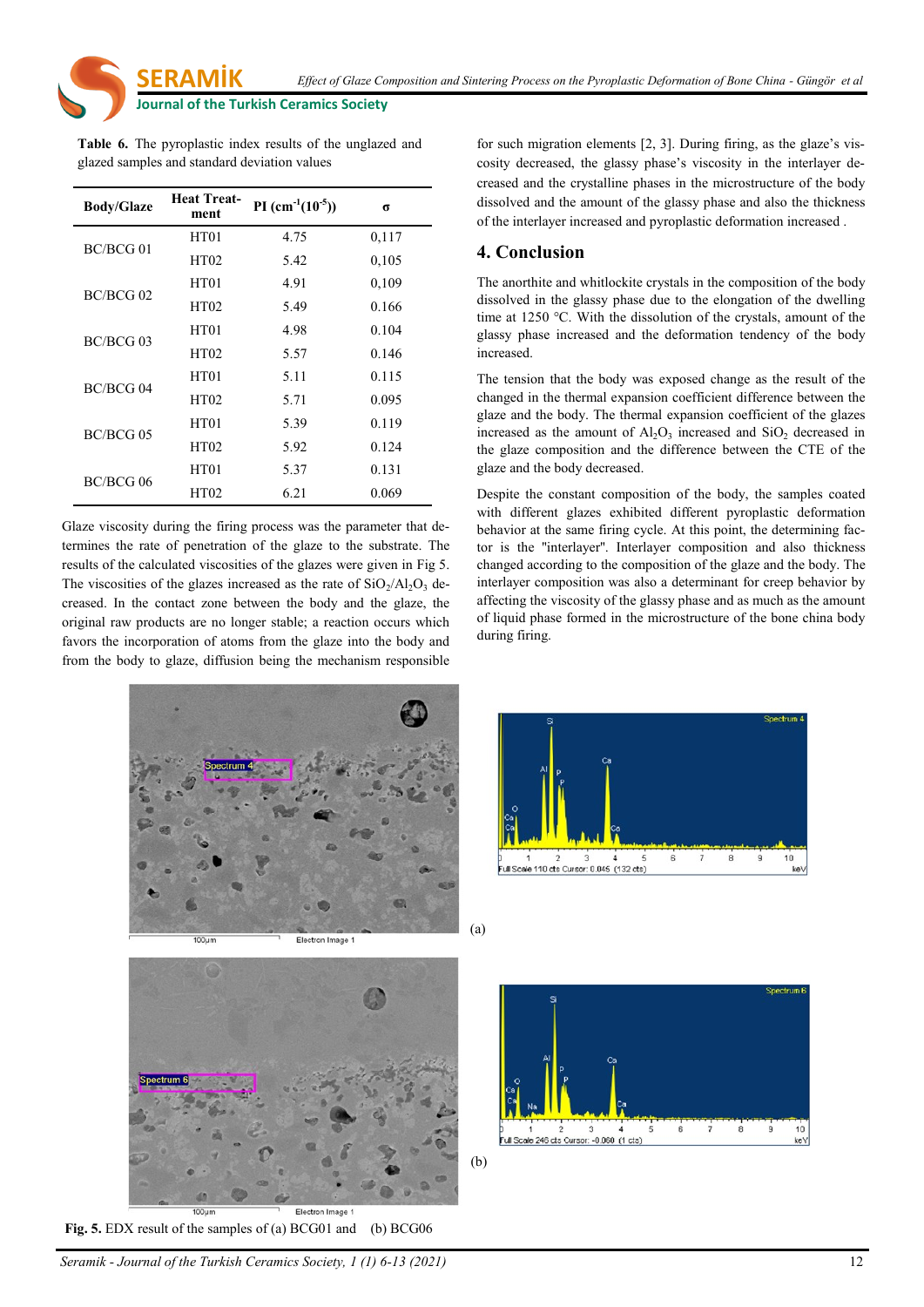**Table 6.** The pyroplastic index results of the unglazed and glazed samples and standard deviation values

| Body/Glaze | Heat Treatment | PI ($cm^{-1}(10^{-5})$) | σ |
|---|---|---|---|
| BC/BCG 01 | HT01 | 4.75 | 0,117 |
| | HT02 | 5.42 | 0,105 |
| BC/BCG 02 | HT01 | 4.91 | 0,109 |
| | HT02 | 5.49 | 0.166 |
| BC/BCG 03 | HT01 | 4.98 | 0.104 |
| | HT02 | 5.57 | 0.146 |
| BC/BCG 04 | HT01 | 5.11 | 0.115 |
| | HT02 | 5.71 | 0.095 |
| BC/BCG 05 | HT01 | 5.39 | 0.119 |
| | HT02 | 5.92 | 0.124 |
| BC/BCG 06 | HT01 | 5.37 | 0.131 |
| | HT02 | 6.21 | 0.069 |

Glaze viscosity during the firing process was the parameter that determines the rate of penetration of the glaze to the substrate. The results of the calculated viscosities of the glazes were given in Fig 5. The viscosities of the glazes increased as the rate of $SiO_2/Al_2O_3$ decreased. In the contact zone between the body and the glaze, the original raw products are no longer stable; a reaction occurs which favors the incorporation of atoms from the glaze into the body and from the body to glaze, diffusion being the mechanism responsible for such migration elements [2, 3]. During firing, as the glaze's viscosity decreased, the glassy phase's viscosity in the interlayer decreased and the crystalline phases in the microstructure of the body dissolved and the amount of the glassy phase and also the thickness of the interlayer increased and pyroplastic deformation increased .

## 4. Conclusion

The anorthite and whitlockite crystals in the composition of the body dissolved in the glassy phase due to the elongation of the dwelling time at 1250 °C. With the dissolution of the crystals, amount of the glassy phase increased and the deformation tendency of the body increased.

The tension that the body was exposed change as the result of the changed in the thermal expansion coefficient difference between the glaze and the body. The thermal expansion coefficient of the glazes increased as the amount of $Al_2O_3$ increased and $SiO_2$ decreased in the glaze composition and the difference between the CTE of the glaze and the body decreased.

Despite the constant composition of the body, the samples coated with different glazes exhibited different pyroplastic deformation behavior at the same firing cycle. At this point, the determining factor is the "interlayer". Interlayer composition and also thickness changed according to the composition of the glaze and the body. The interlayer composition was also a determinant for creep behavior by affecting the viscosity of the glassy phase and as much as the amount of liquid phase formed in the microstructure of the bone china body during firing.

**Fig. 5.** EDX result of the samples of (a) BCG01 and (b) BCG06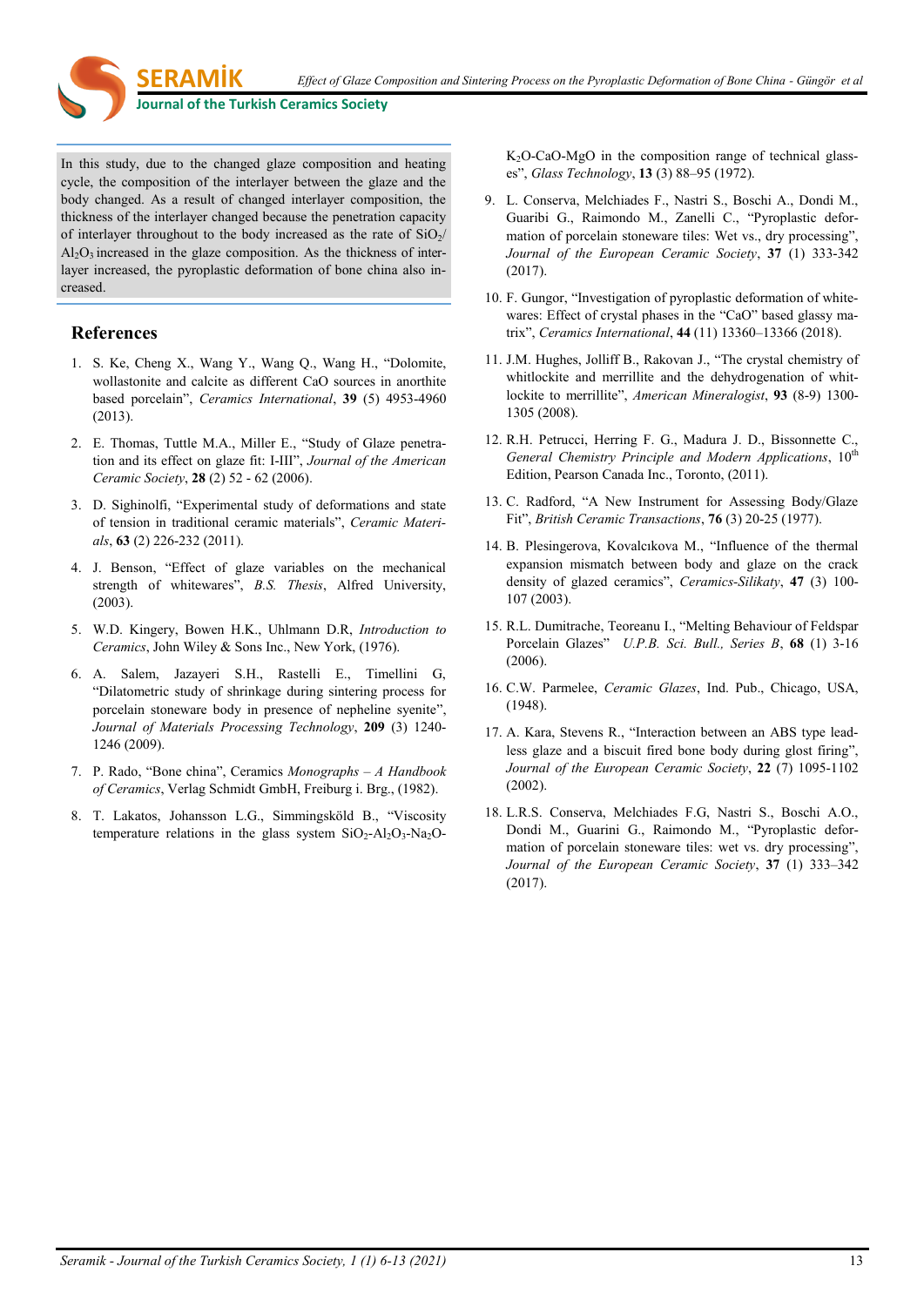In this study, due to the changed glaze composition and heating cycle, the composition of the interlayer between the glaze and the body changed. As a result of changed interlayer composition, the thickness of the interlayer changed because the penetration capacity of interlayer throughout to the body increased as the rate of $SiO_2$/$Al_2O_3$ increased in the glaze composition. As the thickness of interlayer increased, the pyroplastic deformation of bone china also increased.

## References

1. S. Ke, Cheng X., Wang Y., Wang Q., Wang H., "Dolomite, wollastonite and calcite as different CaO sources in anorthite based porcelain", *Ceramics International*, **39** (5) 4953-4960 (2013).
2. E. Thomas, Tuttle M.A., Miller E., "Study of Glaze penetration and its effect on glaze fit: I-III", *Journal of the American Ceramic Society*, **28** (2) 52 - 62 (2006).
3. D. Sighinolfi, "Experimental study of deformations and state of tension in traditional ceramic materials", *Ceramic Materials*, **63** (2) 226-232 (2011).
4. J. Benson, "Effect of glaze variables on the mechanical strength of whitewares", *B.S. Thesis*, Alfred University, (2003).
5. W.D. Kingery, Bowen H.K., Uhlmann D.R, *Introduction to Ceramics*, John Wiley & Sons Inc., New York, (1976).
6. A. Salem, Jazayeri S.H., Rastelli E., Timellini G, "Dilatometric study of shrinkage during sintering process for porcelain stoneware body in presence of nepheline syenite", *Journal of Materials Processing Technology*, **209** (3) 1240-1246 (2009).
7. P. Rado, "Bone china", Ceramics *Monographs – A Handbook of Ceramics*, Verlag Schmidt GmbH, Freiburg i. Brg., (1982).
8. T. Lakatos, Johansson L.G., Simmingsköld B., "Viscosity temperature relations in the glass system $SiO_2$-$Al_2O_3$-$Na_2O$-$K_2O$-CaO-MgO in the composition range of technical glasses", *Glass Technology*, **13** (3) 88–95 (1972).
9. L. Conserva, Melchiades F., Nastri S., Boschi A., Dondi M., Guaribi G., Raimondo M., Zanelli C., "Pyroplastic deformation of porcelain stoneware tiles: Wet vs., dry processing", *Journal of the European Ceramic Society*, **37** (1) 333-342 (2017).
10. F. Gungor, "Investigation of pyroplastic deformation of whitewares: Effect of crystal phases in the "CaO" based glassy matrix", *Ceramics International*, **44** (11) 13360–13366 (2018).
11. J.M. Hughes, Jolliff B., Rakovan J., "The crystal chemistry of whitlockite and merrillite and the dehydrogenation of whitlockite to merrillite", *American Mineralogist*, **93** (8-9) 1300-1305 (2008).
12. R.H. Petrucci, Herring F. G., Madura J. D., Bissonnette C., *General Chemistry Principle and Modern Applications*, 10th Edition, Pearson Canada Inc., Toronto, (2011).
13. C. Radford, "A New Instrument for Assessing Body/Glaze Fit", *British Ceramic Transactions*, **76** (3) 20-25 (1977).
14. B. Plesingerova, Kovalcıkova M., "Influence of the thermal expansion mismatch between body and glaze on the crack density of glazed ceramics", *Ceramics-Silikaty*, **47** (3) 100-107 (2003).
15. R.L. Dumitrache, Teoreanu I., "Melting Behaviour of Feldspar Porcelain Glazes" *U.P.B. Sci. Bull., Series B*, **68** (1) 3-16 (2006).
16. C.W. Parmelee, *Ceramic Glazes*, Ind. Pub., Chicago, USA, (1948).
17. A. Kara, Stevens R., "Interaction between an ABS type leadless glaze and a biscuit fired bone body during glost firing", *Journal of the European Ceramic Society*, **22** (7) 1095-1102 (2002).
18. L.R.S. Conserva, Melchiades F.G, Nastri S., Boschi A.O., Dondi M., Guarini G., Raimondo M., "Pyroplastic deformation of porcelain stoneware tiles: wet vs. dry processing", *Journal of the European Ceramic Society*, **37** (1) 333–342 (2017).